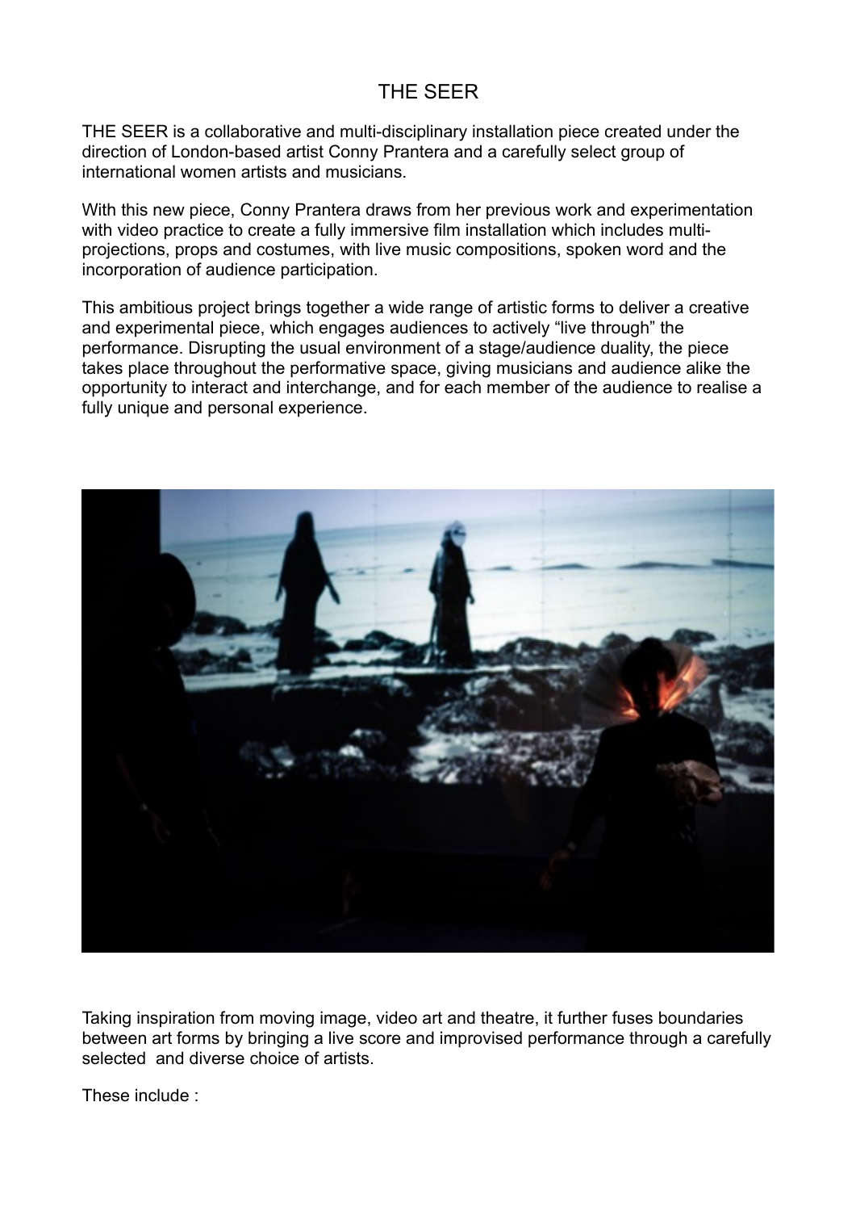# THE SEER

THE SEER is a collaborative and multi-disciplinary installation piece created under the direction of London-based artist Conny Prantera and a carefully select group of international women artists and musicians.

With this new piece, Conny Prantera draws from her previous work and experimentation with video practice to create a fully immersive film installation which includes multi-projections, props and costumes, with live music compositions, spoken word and the incorporation of audience participation.

This ambitious project brings together a wide range of artistic forms to deliver a creative and experimental piece, which engages audiences to actively "live through" the performance. Disrupting the usual environment of a stage/audience duality, the piece takes place throughout the performative space, giving musicians and audience alike the opportunity to interact and interchange, and for each member of the audience to realise a fully unique and personal experience.

Taking inspiration from moving image, video art and theatre, it further fuses boundaries between art forms by bringing a live score and improvised performance through a carefully selected  and diverse choice of artists.

These include :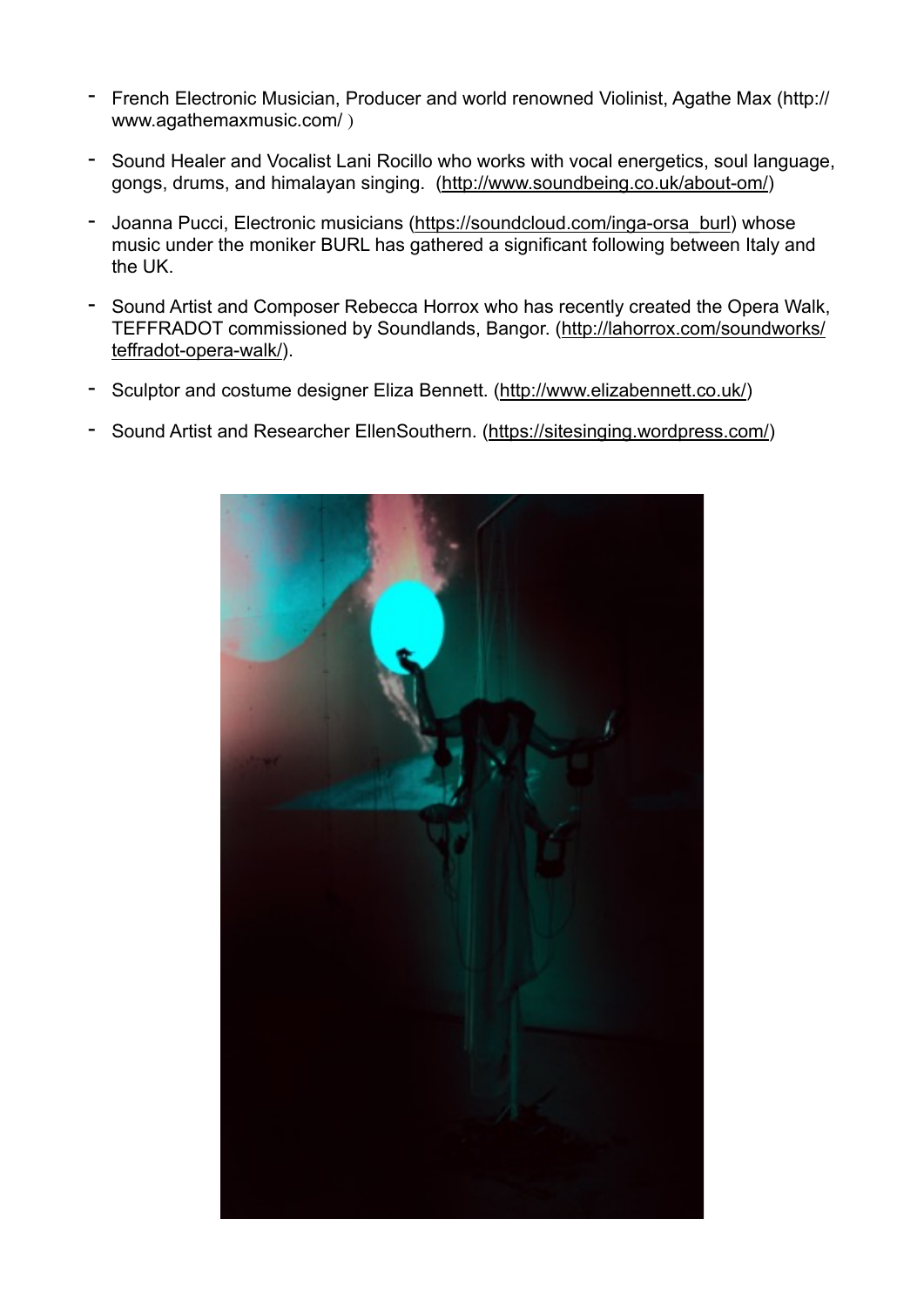- French Electronic Musician, Producer and world renowned Violinist, Agathe Max (http://www.agathemaxmusic.com/ )

- Sound Healer and Vocalist Lani Rocillo who works with vocal energetics, soul language, gongs, drums, and himalayan singing. (http://www.soundbeing.co.uk/about-om/)

- Joanna Pucci, Electronic musicians (https://soundcloud.com/inga-orsa_burl) whose music under the moniker BURL has gathered a significant following between Italy and the UK.

- Sound Artist and Composer Rebecca Horrox who has recently created the Opera Walk, TEFFRADOT commissioned by Soundlands, Bangor. (http://lahorrox.com/soundworks/teffradot-opera-walk/).

- Sculptor and costume designer Eliza Bennett. (http://www.elizabennett.co.uk/)

- Sound Artist and Researcher EllenSouthern. (https://sitesinging.wordpress.com/)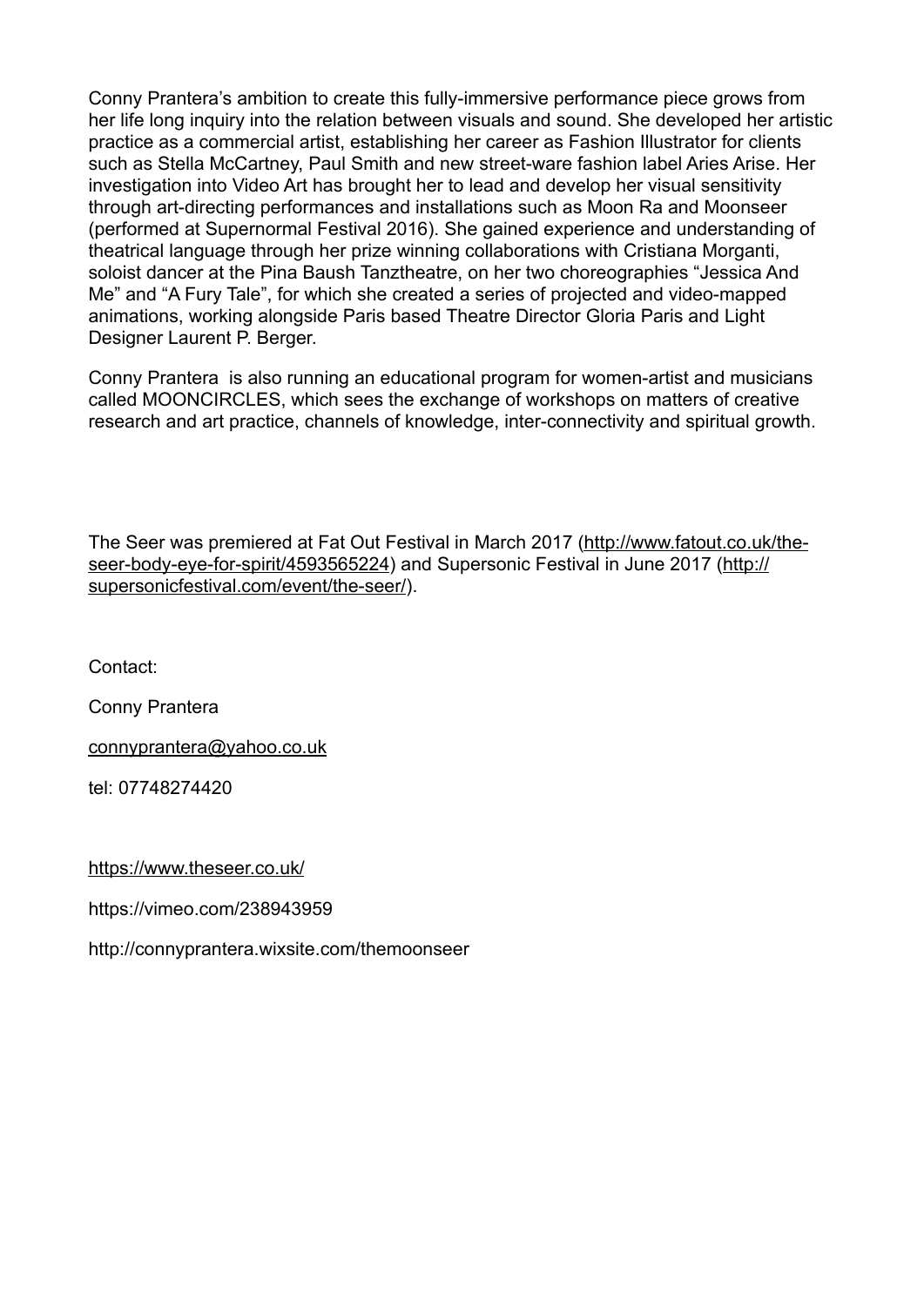Conny Prantera's ambition to create this fully-immersive performance piece grows from her life long inquiry into the relation between visuals and sound. She developed her artistic practice as a commercial artist, establishing her career as Fashion Illustrator for clients such as Stella McCartney, Paul Smith and new street-ware fashion label Aries Arise. Her investigation into Video Art has brought her to lead and develop her visual sensitivity through art-directing performances and installations such as Moon Ra and Moonseer (performed at Supernormal Festival 2016). She gained experience and understanding of theatrical language through her prize winning collaborations with Cristiana Morganti, soloist dancer at the Pina Baush Tanztheatre, on her two choreographies "Jessica And Me" and "A Fury Tale", for which she created a series of projected and video-mapped animations, working alongside Paris based Theatre Director Gloria Paris and Light Designer Laurent P. Berger.

Conny Prantera is also running an educational program for women-artist and musicians called MOONCIRCLES, which sees the exchange of workshops on matters of creative research and art practice, channels of knowledge, inter-connectivity and spiritual growth.

The Seer was premiered at Fat Out Festival in March 2017 (http://www.fatout.co.uk/the-seer-body-eye-for-spirit/4593565224) and Supersonic Festival in June 2017 (http://supersonicfestival.com/event/the-seer/).

Contact:

Conny Prantera

connyprantera@yahoo.co.uk

tel: 07748274420

https://www.theseer.co.uk/

https://vimeo.com/238943959

http://connyprantera.wixsite.com/themoonseer